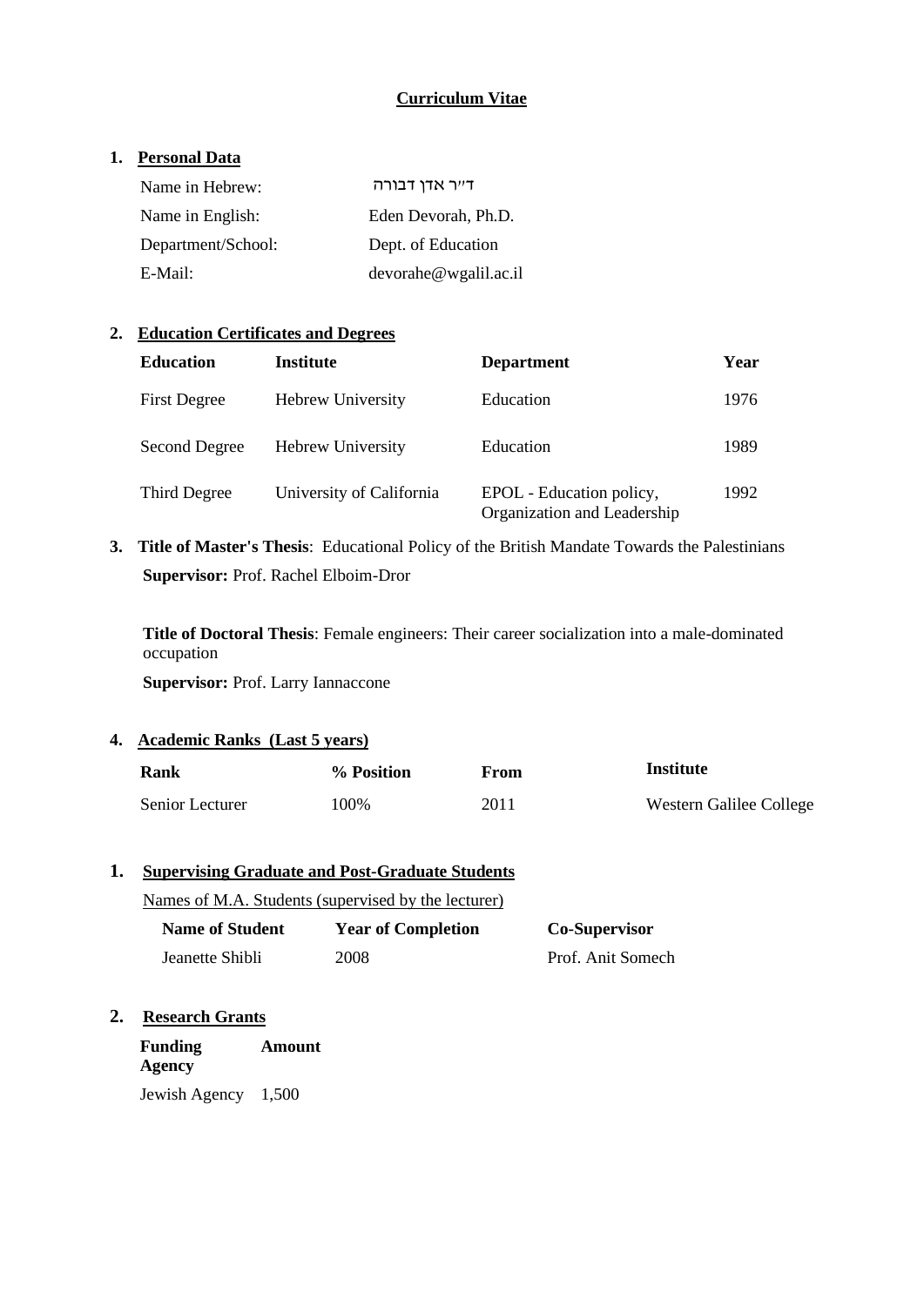# Curriculum Vitae

## 1. Personal Data

| | |
|---|---|
| Name in Hebrew: | ד"ר אדן דבורה |
| Name in English: | Eden Devorah, Ph.D. |
| Department/School: | Dept. of Education |
| E-Mail: | devorahe@wgalil.ac.il |

## 2. Education Certificates and Degrees

| Education | Institute | Department | Year |
|---|---|---|---|
| First Degree | Hebrew University | Education | 1976 |
| Second Degree | Hebrew University | Education | 1989 |
| Third Degree | University of California | EPOL - Education policy, Organization and Leadership | 1992 |

## 3. Title of Master's Thesis: Educational Policy of the British Mandate Towards the Palestinians

**Supervisor:** Prof. Rachel Elboim-Dror

**Title of Doctoral Thesis**: Female engineers: Their career socialization into a male-dominated occupation

**Supervisor:** Prof. Larry Iannaccone

## 4. Academic Ranks (Last 5 years)

| Rank | % Position | From | Institute |
|---|---|---|---|
| Senior Lecturer | 100% | 2011 | Western Galilee College |

## 1. Supervising Graduate and Post-Graduate Students

Names of M.A. Students (supervised by the lecturer)

| Name of Student | Year of Completion | Co-Supervisor |
|---|---|---|
| Jeanette Shibli | 2008 | Prof. Anit Somech |

## 2. Research Grants

| Funding Agency | Amount |
|---|---|
| Jewish Agency | 1,500 |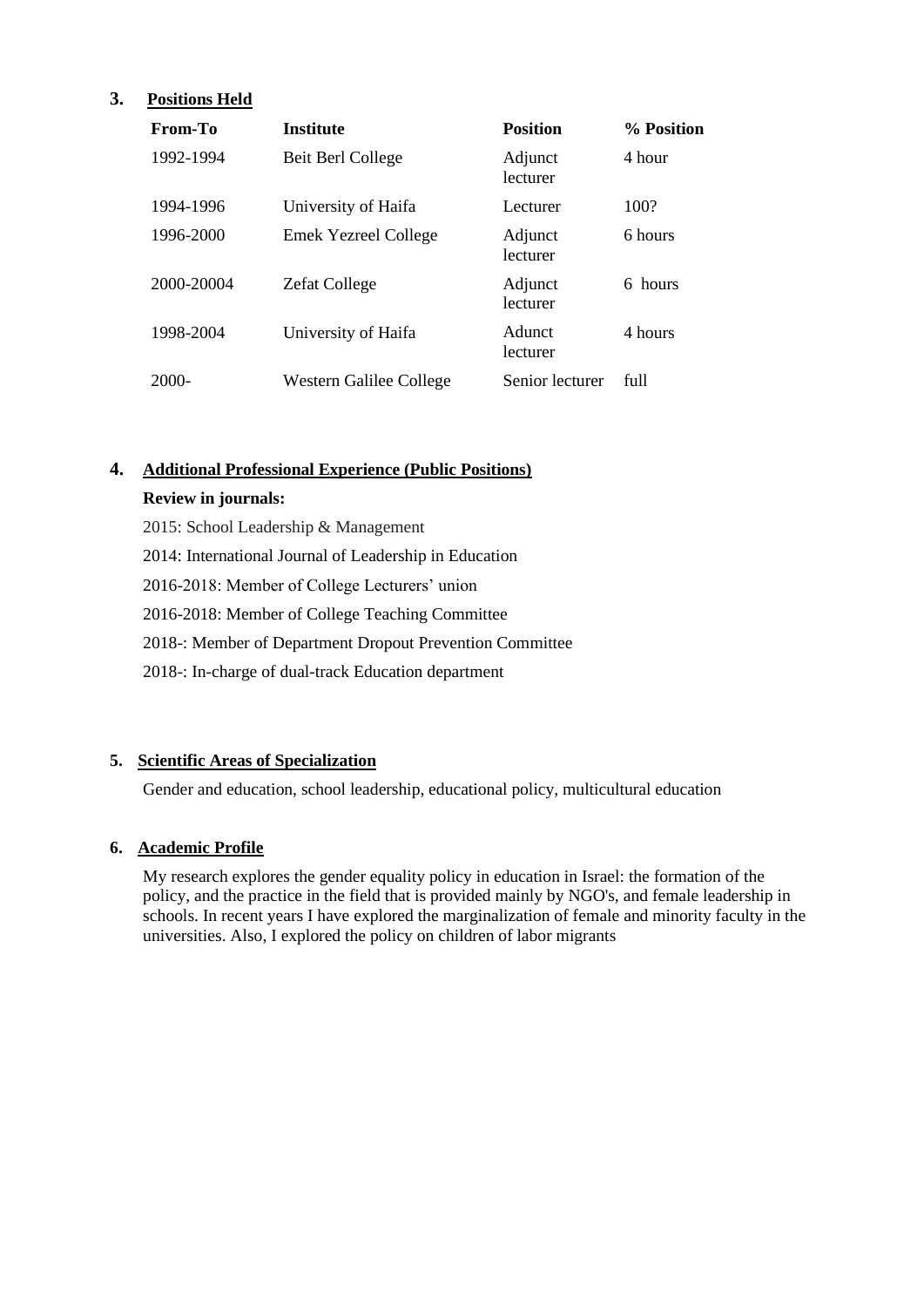## 3. Positions Held

| From-To | Institute | Position | % Position |
|---|---|---|---|
| 1992-1994 | Beit Berl College | Adjunct lecturer | 4 hour |
| 1994-1996 | University of Haifa | Lecturer | 100? |
| 1996-2000 | Emek Yezreel College | Adjunct lecturer | 6 hours |
| 2000-20004 | Zefat College | Adjunct lecturer | 6 hours |
| 1998-2004 | University of Haifa | Adunct lecturer | 4 hours |
| 2000- | Western Galilee College | Senior lecturer | full |

## 4. Additional Professional Experience (Public Positions)

**Review in journals:**

2015: School Leadership & Management

2014: International Journal of Leadership in Education

2016-2018: Member of College Lecturers' union

2016-2018: Member of College Teaching Committee

2018-: Member of Department Dropout Prevention Committee

2018-: In-charge of dual-track Education department

## 5. Scientific Areas of Specialization

Gender and education, school leadership, educational policy, multicultural education

## 6. Academic Profile

My research explores the gender equality policy in education in Israel: the formation of the policy, and the practice in the field that is provided mainly by NGO's, and female leadership in schools. In recent years I have explored the marginalization of female and minority faculty in the universities. Also, I explored the policy on children of labor migrants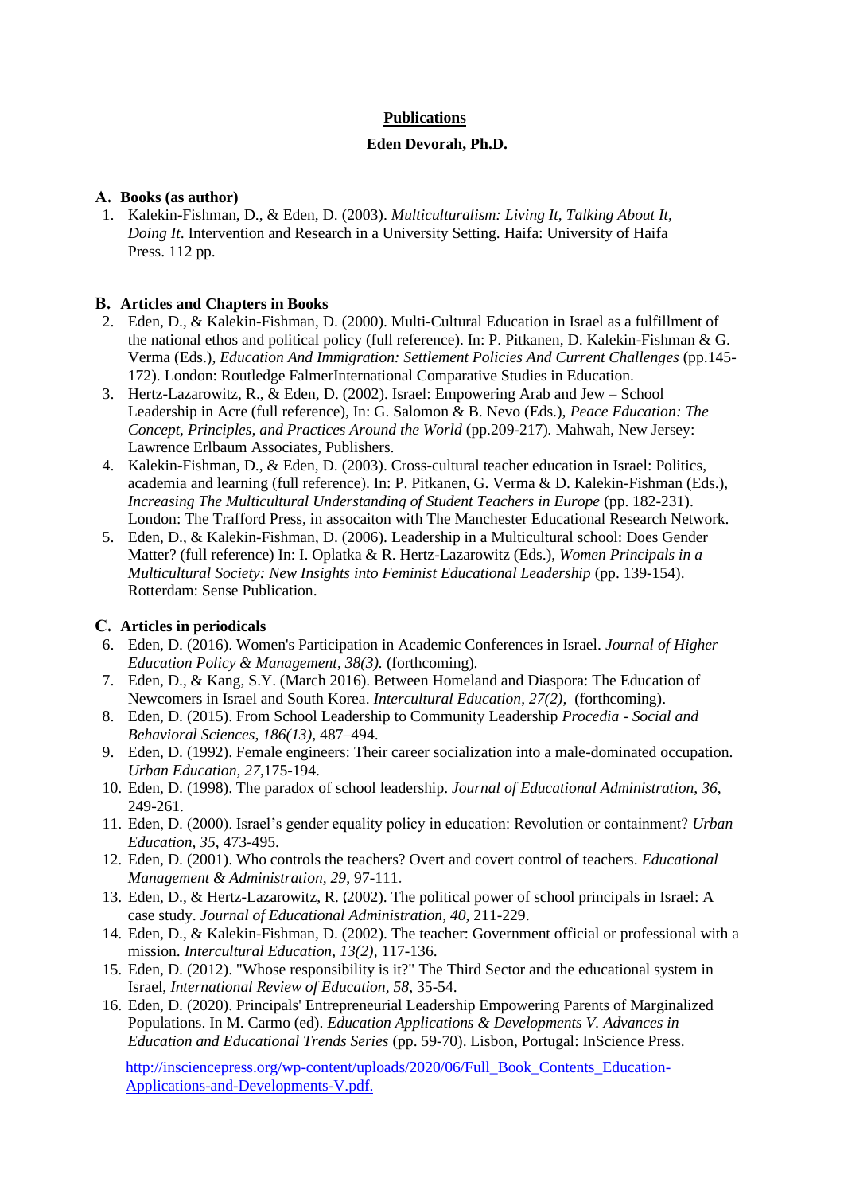**Publications**

**Eden Devorah, Ph.D.**

### A. Books (as author)

1. Kalekin-Fishman, D., & Eden, D. (2003). *Multiculturalism: Living It, Talking About It, Doing It*. Intervention and Research in a University Setting. Haifa: University of Haifa Press. 112 pp.

### B. Articles and Chapters in Books

2. Eden, D., & Kalekin-Fishman, D. (2000). Multi-Cultural Education in Israel as a fulfillment of the national ethos and political policy (full reference). In: P. Pitkanen, D. Kalekin-Fishman & G. Verma (Eds.), *Education And Immigration: Settlement Policies And Current Challenges* (pp.145-172). London: Routledge FalmerInternational Comparative Studies in Education.
3. Hertz-Lazarowitz, R., & Eden, D. (2002). Israel: Empowering Arab and Jew – School Leadership in Acre (full reference), In: G. Salomon & B. Nevo (Eds.), *Peace Education: The Concept, Principles, and Practices Around the World* (pp.209-217). Mahwah, New Jersey: Lawrence Erlbaum Associates, Publishers.
4. Kalekin-Fishman, D., & Eden, D. (2003). Cross-cultural teacher education in Israel: Politics, academia and learning (full reference). In: P. Pitkanen, G. Verma & D. Kalekin-Fishman (Eds.), *Increasing The Multicultural Understanding of Student Teachers in Europe* (pp. 182-231). London: The Trafford Press, in assocaiton with The Manchester Educational Research Network.
5. Eden, D., & Kalekin-Fishman, D. (2006). Leadership in a Multicultural school: Does Gender Matter? (full reference) In: I. Oplatka & R. Hertz-Lazarowitz (Eds.), *Women Principals in a Multicultural Society: New Insights into Feminist Educational Leadership* (pp. 139-154). Rotterdam: Sense Publication.

### C. Articles in periodicals

6. Eden, D. (2016). Women's Participation in Academic Conferences in Israel. *Journal of Higher Education Policy & Management, 38(3).* (forthcoming).
7. Eden, D., & Kang, S.Y. (March 2016). Between Homeland and Diaspora: The Education of Newcomers in Israel and South Korea. *Intercultural Education, 27(2),* (forthcoming).
8. Eden, D. (2015). From School Leadership to Community Leadership *Procedia - Social and Behavioral Sciences, 186(13),* 487–494.
9. Eden, D. (1992). Female engineers: Their career socialization into a male-dominated occupation. *Urban Education, 27*,175-194.
10. Eden, D. (1998). The paradox of school leadership. *Journal of Educational Administration*, *36*, 249-261.
11. Eden, D. (2000). Israel's gender equality policy in education: Revolution or containment? *Urban Education, 35*, 473-495.
12. Eden, D. (2001). Who controls the teachers? Overt and covert control of teachers. *Educational Management & Administration, 29*, 97-111.
13. Eden, D., & Hertz-Lazarowitz, R. (2002). The political power of school principals in Israel: A case study. *Journal of Educational Administration*, *40*, 211-229.
14. Eden, D., & Kalekin-Fishman, D. (2002). The teacher: Government official or professional with a mission. *Intercultural Education, 13(2)*, 117-136.
15. Eden, D. (2012). "Whose responsibility is it?" The Third Sector and the educational system in Israel, *International Review of Education, 58*, 35-54.
16. Eden, D. (2020). Principals' Entrepreneurial Leadership Empowering Parents of Marginalized Populations. In M. Carmo (ed). *Education Applications & Developments V. Advances in Education and Educational Trends Series* (pp. 59-70). Lisbon, Portugal: InScience Press.

[http://insciencepress.org/wp-content/uploads/2020/06/Full_Book_Contents_Education-Applications-and-Developments-V.pdf.](http://insciencepress.org/wp-content/uploads/2020/06/Full_Book_Contents_Education-Applications-and-Developments-V.pdf)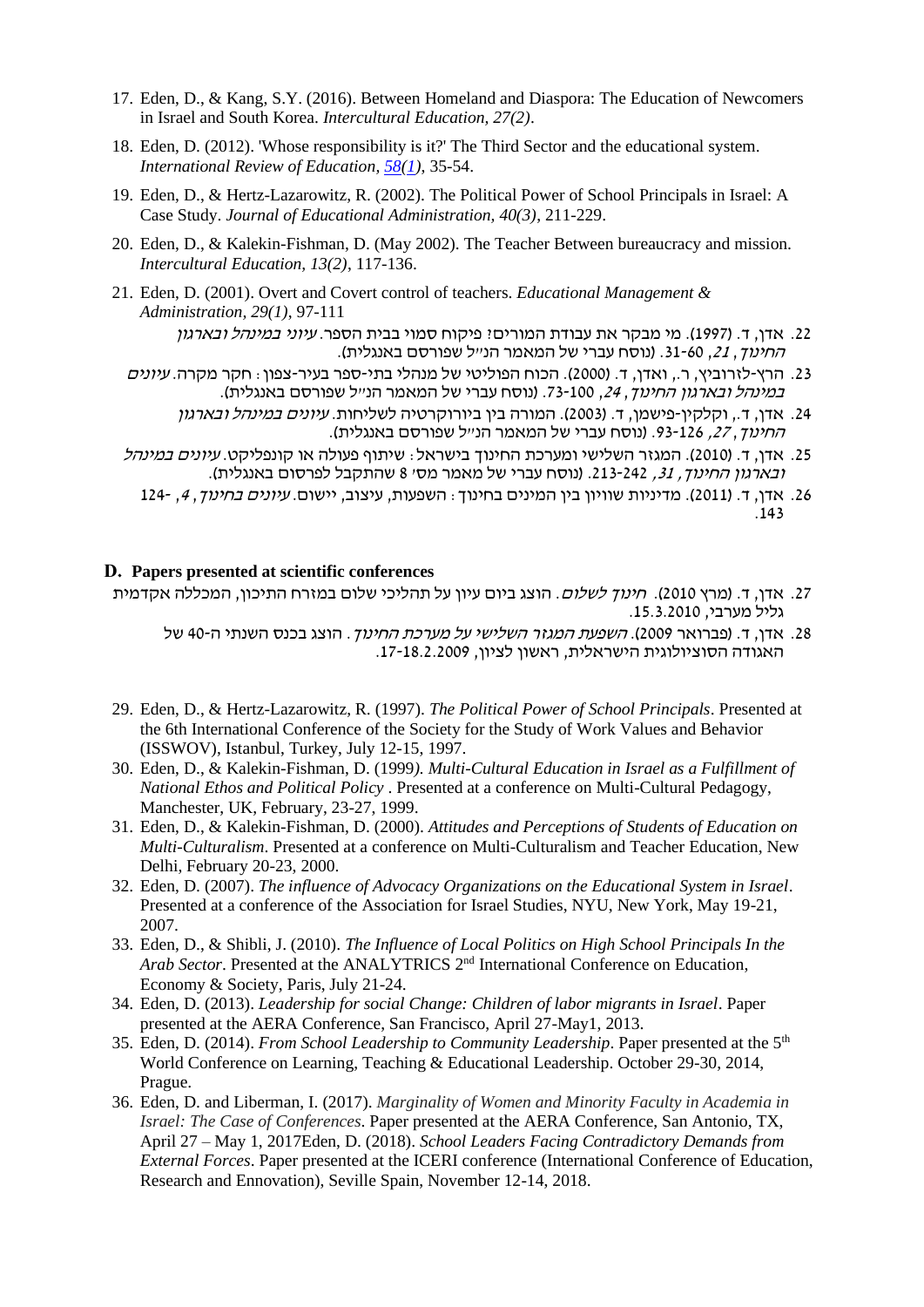17. Eden, D., & Kang, S.Y. (2016). Between Homeland and Diaspora: The Education of Newcomers in Israel and South Korea. *Intercultural Education, 27(2)*.
18. Eden, D. (2012). 'Whose responsibility is it?' The Third Sector and the educational system. *International Review of Education, 58(1)*, 35-54.
19. Eden, D., & Hertz-Lazarowitz, R. (2002). The Political Power of School Principals in Israel: A Case Study. *Journal of Educational Administration, 40(3)*, 211-229.
20. Eden, D., & Kalekin-Fishman, D. (May 2002). The Teacher Between bureaucracy and mission. *Intercultural Education, 13(2)*, 117-136.
21. Eden, D. (2001). Overt and Covert control of teachers. *Educational Management & Administration, 29(1)*, 97-111
22. אדן, ד. (1997). מי מבקר את עבודת המורים? פיקוח סמוי בבית הספר. *עיוני במינהל ובארגון החינוך*, *21*, 60-31. (נוסח עברי של המאמר הנ"ל שפורסם באנגלית).
23. הרץ-לזרוביץ, ר., ואדן, ד. (2000). הכוח הפוליטי של מנהלי בתי-ספר בעיר-צפון: חקר מקרה. *עיונים במינהל ובארגון החינוך*, *24*, 100-73. (נוסח עברי של המאמר הנ"ל שפורסם באנגלית).
24. אדן, ד., וקלקין-פישמן, ד. (2003). המורה בין ביורוקרטיה לשליחות. *עיונים במינהל ובארגון החינוך*, *27*, 126-93. (נוסח עברי של המאמר הנ"ל שפורסם באנגלית).
25. אדן, ד. (2010). המגזר השלישי ומערכת החינוך בישראל: שיתוף פעולה או קונפליקט. *עיונים במינהל ובארגון החינוך*, *31*, 242-213. (נוסח עברי של מאמר מס' 8 שהתקבל לפרסום באנגלית).
26. אדן, ד. (2011). מדיניות שוויון בין המינים בחינוך: השפעות, עיצוב, יישום. *עיונים בחינוך*, *4*, 124-143.

## D. Papers presented at scientific conferences

27. אדן, ד. (מרץ 2010). *חינוך לשלום*. הוצג ביום עיון על תהליכי שלום במזרח התיכון, המכללה אקדמית גליל מערבי, 15.3.2010.
28. אדן, ד. (פברואר 2009). *השפעת המגזר השלישי על מערכת החינוך*. הוצג בכנס השנתי ה-40 של האגודה הסוציולוגית הישראלית, ראשון לציון, 17-18.2.2009.
29. Eden, D., & Hertz-Lazarowitz, R. (1997). *The Political Power of School Principals*. Presented at the 6th International Conference of the Society for the Study of Work Values and Behavior (ISSWOV), Istanbul, Turkey, July 12-15, 1997.
30. Eden, D., & Kalekin-Fishman, D. (1999). *Multi-Cultural Education in Israel as a Fulfillment of National Ethos and Political Policy*. Presented at a conference on Multi-Cultural Pedagogy, Manchester, UK, February, 23-27, 1999.
31. Eden, D., & Kalekin-Fishman, D. (2000). *Attitudes and Perceptions of Students of Education on Multi-Culturalism*. Presented at a conference on Multi-Culturalism and Teacher Education, New Delhi, February 20-23, 2000.
32. Eden, D. (2007). *The influence of Advocacy Organizations on the Educational System in Israel*. Presented at a conference of the Association for Israel Studies, NYU, New York, May 19-21, 2007.
33. Eden, D., & Shibli, J. (2010). *The Influence of Local Politics on High School Principals In the Arab Sector*. Presented at the ANALYTRICS 2nd International Conference on Education, Economy & Society, Paris, July 21-24.
34. Eden, D. (2013). *Leadership for social Change: Children of labor migrants in Israel*. Paper presented at the AERA Conference, San Francisco, April 27-May1, 2013.
35. Eden, D. (2014). *From School Leadership to Community Leadership*. Paper presented at the 5th World Conference on Learning, Teaching & Educational Leadership. October 29-30, 2014, Prague.
36. Eden, D. and Liberman, I. (2017). *Marginality of Women and Minority Faculty in Academia in Israel: The Case of Conferences*. Paper presented at the AERA Conference, San Antonio, TX, April 27 – May 1, 2017Eden, D. (2018). *School Leaders Facing Contradictory Demands from External Forces*. Paper presented at the ICERI conference (International Conference of Education, Research and Ennovation), Seville Spain, November 12-14, 2018.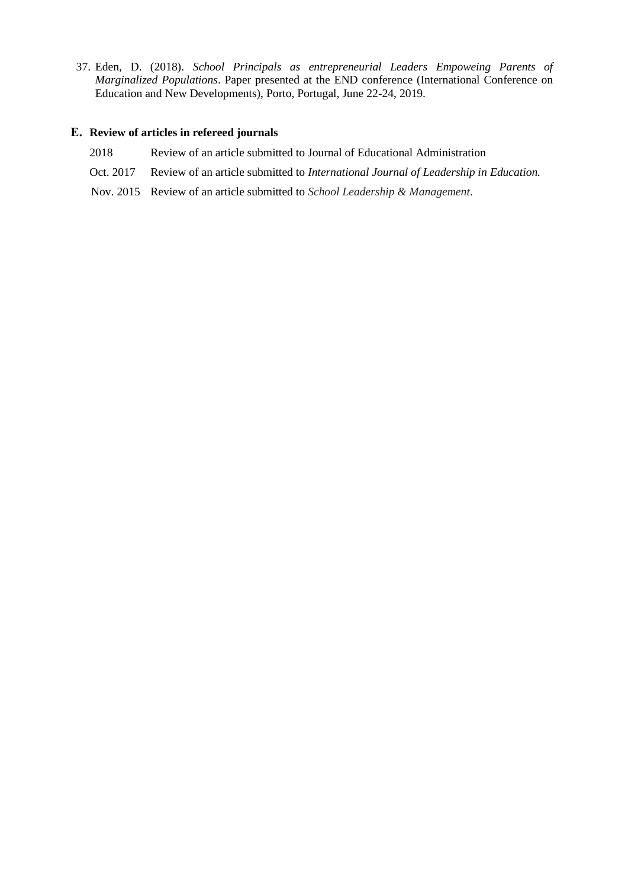37. Eden, D. (2018). *School Principals as entrepreneurial Leaders Empoweing Parents of Marginalized Populations*. Paper presented at the END conference (International Conference on Education and New Developments), Porto, Portugal, June 22-24, 2019.

## E. Review of articles in refereed journals

| | |
|---|---|
| 2018 | Review of an article submitted to Journal of Educational Administration |
| Oct. 2017 | Review of an article submitted to *International Journal of Leadership in Education.* |
| Nov. 2015 | Review of an article submitted to *School Leadership & Management*. |